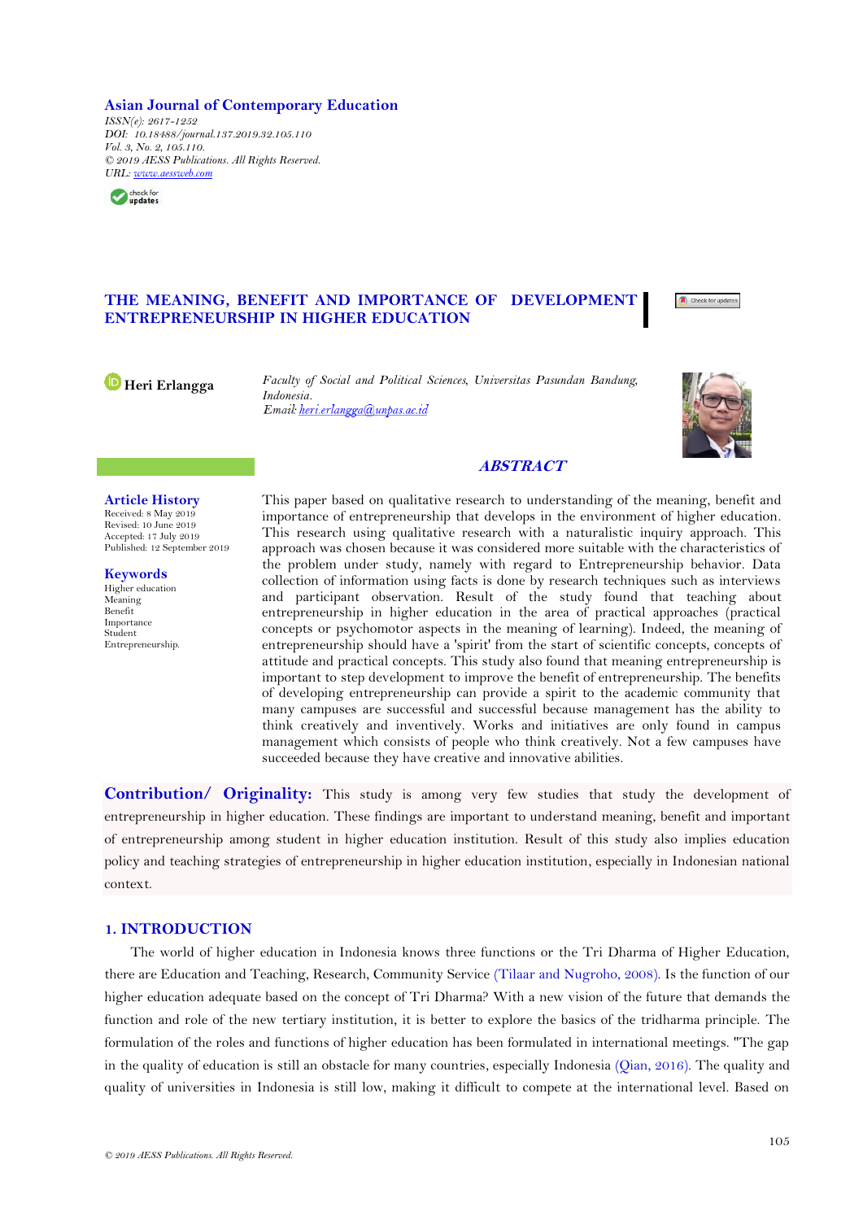**Asian Journal of Contemporary Education**

*ISSN(e): 2617-1252*
*DOI: 10.18488/journal.137.2019.32.105.110*
*Vol. 3, No. 2, 105.110.*
*© 2019 AESS Publications. All Rights Reserved.*
*URL: www.aessweb.com*

# THE MEANING, BENEFIT AND IMPORTANCE OF DEVELOPMENT ENTREPRENEURSHIP IN HIGHER EDUCATION

**Heri Erlangga**

*Faculty of Social and Political Sciences, Universitas Pasundan Bandung, Indonesia.*
*Email: heri.erlangga@unpas.ac.id*

## ABSTRACT

**Article History**
Received: 8 May 2019
Revised: 10 June 2019
Accepted: 17 July 2019
Published: 12 September 2019

**Keywords**
Higher education
Meaning
Benefit
Importance
Student
Entrepreneurship.

This paper based on qualitative research to understanding of the meaning, benefit and importance of entrepreneurship that develops in the environment of higher education. This research using qualitative research with a naturalistic inquiry approach. This approach was chosen because it was considered more suitable with the characteristics of the problem under study, namely with regard to Entrepreneurship behavior. Data collection of information using facts is done by research techniques such as interviews and participant observation. Result of the study found that teaching about entrepreneurship in higher education in the area of practical approaches (practical concepts or psychomotor aspects in the meaning of learning). Indeed, the meaning of entrepreneurship should have a 'spirit' from the start of scientific concepts, concepts of attitude and practical concepts. This study also found that meaning entrepreneurship is important to step development to improve the benefit of entrepreneurship. The benefits of developing entrepreneurship can provide a spirit to the academic community that many campuses are successful and successful because management has the ability to think creatively and inventively. Works and initiatives are only found in campus management which consists of people who think creatively. Not a few campuses have succeeded because they have creative and innovative abilities.

**Contribution/ Originality:** This study is among very few studies that study the development of entrepreneurship in higher education. These findings are important to understand meaning, benefit and important of entrepreneurship among student in higher education institution. Result of this study also implies education policy and teaching strategies of entrepreneurship in higher education institution, especially in Indonesian national context.

## 1. INTRODUCTION

The world of higher education in Indonesia knows three functions or the Tri Dharma of Higher Education, there are Education and Teaching, Research, Community Service (Tilaar and Nugroho, 2008). Is the function of our higher education adequate based on the concept of Tri Dharma? With a new vision of the future that demands the function and role of the new tertiary institution, it is better to explore the basics of the tridharma principle. The formulation of the roles and functions of higher education has been formulated in international meetings. "The gap in the quality of education is still an obstacle for many countries, especially Indonesia (Qian, 2016). The quality and quality of universities in Indonesia is still low, making it difficult to compete at the international level. Based on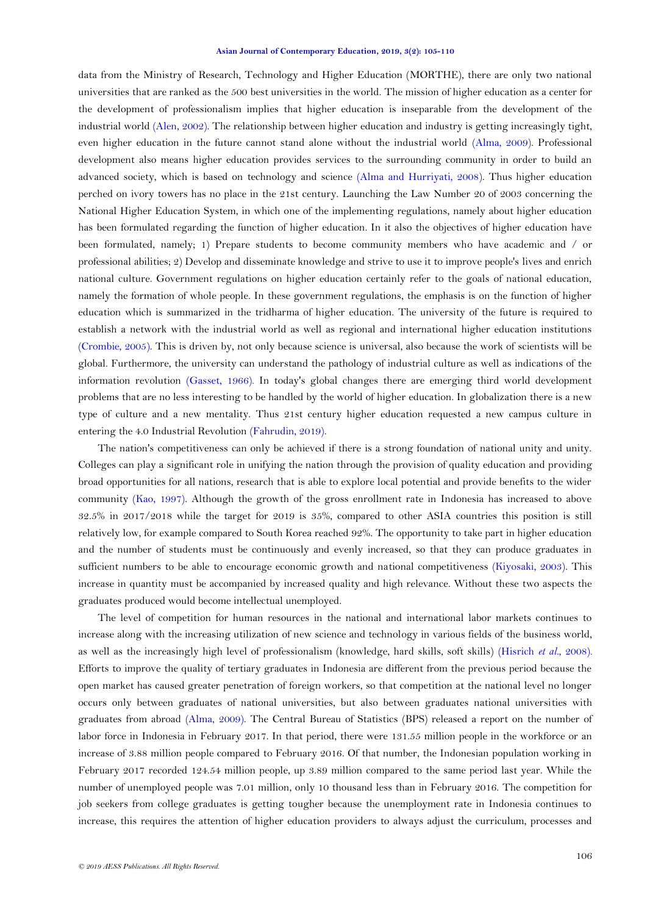data from the Ministry of Research, Technology and Higher Education (MORTHE), there are only two national universities that are ranked as the 500 best universities in the world. The mission of higher education as a center for the development of professionalism implies that higher education is inseparable from the development of the industrial world (Alen, 2002). The relationship between higher education and industry is getting increasingly tight, even higher education in the future cannot stand alone without the industrial world (Alma, 2009). Professional development also means higher education provides services to the surrounding community in order to build an advanced society, which is based on technology and science (Alma and Hurriyati, 2008). Thus higher education perched on ivory towers has no place in the 21st century. Launching the Law Number 20 of 2003 concerning the National Higher Education System, in which one of the implementing regulations, namely about higher education has been formulated regarding the function of higher education. In it also the objectives of higher education have been formulated, namely; 1) Prepare students to become community members who have academic and / or professional abilities; 2) Develop and disseminate knowledge and strive to use it to improve people's lives and enrich national culture. Government regulations on higher education certainly refer to the goals of national education, namely the formation of whole people. In these government regulations, the emphasis is on the function of higher education which is summarized in the tridharma of higher education. The university of the future is required to establish a network with the industrial world as well as regional and international higher education institutions (Crombie, 2005). This is driven by, not only because science is universal, also because the work of scientists will be global. Furthermore, the university can understand the pathology of industrial culture as well as indications of the information revolution (Gasset, 1966). In today's global changes there are emerging third world development problems that are no less interesting to be handled by the world of higher education. In globalization there is a new type of culture and a new mentality. Thus 21st century higher education requested a new campus culture in entering the 4.0 Industrial Revolution (Fahrudin, 2019).

The nation's competitiveness can only be achieved if there is a strong foundation of national unity and unity. Colleges can play a significant role in unifying the nation through the provision of quality education and providing broad opportunities for all nations, research that is able to explore local potential and provide benefits to the wider community (Kao, 1997). Although the growth of the gross enrollment rate in Indonesia has increased to above 32.5% in 2017/2018 while the target for 2019 is 35%, compared to other ASIA countries this position is still relatively low, for example compared to South Korea reached 92%. The opportunity to take part in higher education and the number of students must be continuously and evenly increased, so that they can produce graduates in sufficient numbers to be able to encourage economic growth and national competitiveness (Kiyosaki, 2003). This increase in quantity must be accompanied by increased quality and high relevance. Without these two aspects the graduates produced would become intellectual unemployed.

The level of competition for human resources in the national and international labor markets continues to increase along with the increasing utilization of new science and technology in various fields of the business world, as well as the increasingly high level of professionalism (knowledge, hard skills, soft skills) (Hisrich *et al.*, 2008). Efforts to improve the quality of tertiary graduates in Indonesia are different from the previous period because the open market has caused greater penetration of foreign workers, so that competition at the national level no longer occurs only between graduates of national universities, but also between graduates national universities with graduates from abroad (Alma, 2009). The Central Bureau of Statistics (BPS) released a report on the number of labor force in Indonesia in February 2017. In that period, there were 131.55 million people in the workforce or an increase of 3.88 million people compared to February 2016. Of that number, the Indonesian population working in February 2017 recorded 124.54 million people, up 3.89 million compared to the same period last year. While the number of unemployed people was 7.01 million, only 10 thousand less than in February 2016. The competition for job seekers from college graduates is getting tougher because the unemployment rate in Indonesia continues to increase, this requires the attention of higher education providers to always adjust the curriculum, processes and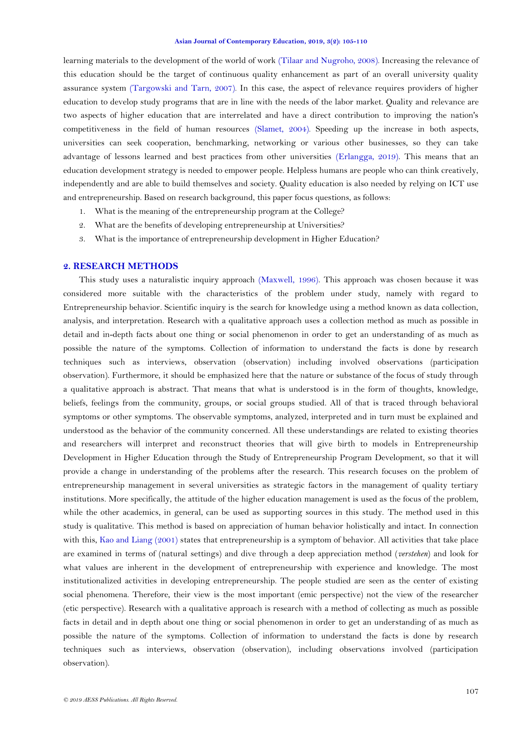learning materials to the development of the world of work (Tilaar and Nugroho, 2008). Increasing the relevance of this education should be the target of continuous quality enhancement as part of an overall university quality assurance system (Targowski and Tarn, 2007). In this case, the aspect of relevance requires providers of higher education to develop study programs that are in line with the needs of the labor market. Quality and relevance are two aspects of higher education that are interrelated and have a direct contribution to improving the nation's competitiveness in the field of human resources (Slamet, 2004). Speeding up the increase in both aspects, universities can seek cooperation, benchmarking, networking or various other businesses, so they can take advantage of lessons learned and best practices from other universities (Erlangga, 2019). This means that an education development strategy is needed to empower people. Helpless humans are people who can think creatively, independently and are able to build themselves and society. Quality education is also needed by relying on ICT use and entrepreneurship. Based on research background, this paper focus questions, as follows:

1. What is the meaning of the entrepreneurship program at the College?
2. What are the benefits of developing entrepreneurship at Universities?
3. What is the importance of entrepreneurship development in Higher Education?

## 2. RESEARCH METHODS

This study uses a naturalistic inquiry approach (Maxwell, 1996). This approach was chosen because it was considered more suitable with the characteristics of the problem under study, namely with regard to Entrepreneurship behavior. Scientific inquiry is the search for knowledge using a method known as data collection, analysis, and interpretation. Research with a qualitative approach uses a collection method as much as possible in detail and in-depth facts about one thing or social phenomenon in order to get an understanding of as much as possible the nature of the symptoms. Collection of information to understand the facts is done by research techniques such as interviews, observation (observation) including involved observations (participation observation). Furthermore, it should be emphasized here that the nature or substance of the focus of study through a qualitative approach is abstract. That means that what is understood is in the form of thoughts, knowledge, beliefs, feelings from the community, groups, or social groups studied. All of that is traced through behavioral symptoms or other symptoms. The observable symptoms, analyzed, interpreted and in turn must be explained and understood as the behavior of the community concerned. All these understandings are related to existing theories and researchers will interpret and reconstruct theories that will give birth to models in Entrepreneurship Development in Higher Education through the Study of Entrepreneurship Program Development, so that it will provide a change in understanding of the problems after the research. This research focuses on the problem of entrepreneurship management in several universities as strategic factors in the management of quality tertiary institutions. More specifically, the attitude of the higher education management is used as the focus of the problem, while the other academics, in general, can be used as supporting sources in this study. The method used in this study is qualitative. This method is based on appreciation of human behavior holistically and intact. In connection with this, Kao and Liang (2001) states that entrepreneurship is a symptom of behavior. All activities that take place are examined in terms of (natural settings) and dive through a deep appreciation method (*verstehen*) and look for what values are inherent in the development of entrepreneurship with experience and knowledge. The most institutionalized activities in developing entrepreneurship. The people studied are seen as the center of existing social phenomena. Therefore, their view is the most important (emic perspective) not the view of the researcher (etic perspective). Research with a qualitative approach is research with a method of collecting as much as possible facts in detail and in depth about one thing or social phenomenon in order to get an understanding of as much as possible the nature of the symptoms. Collection of information to understand the facts is done by research techniques such as interviews, observation (observation), including observations involved (participation observation).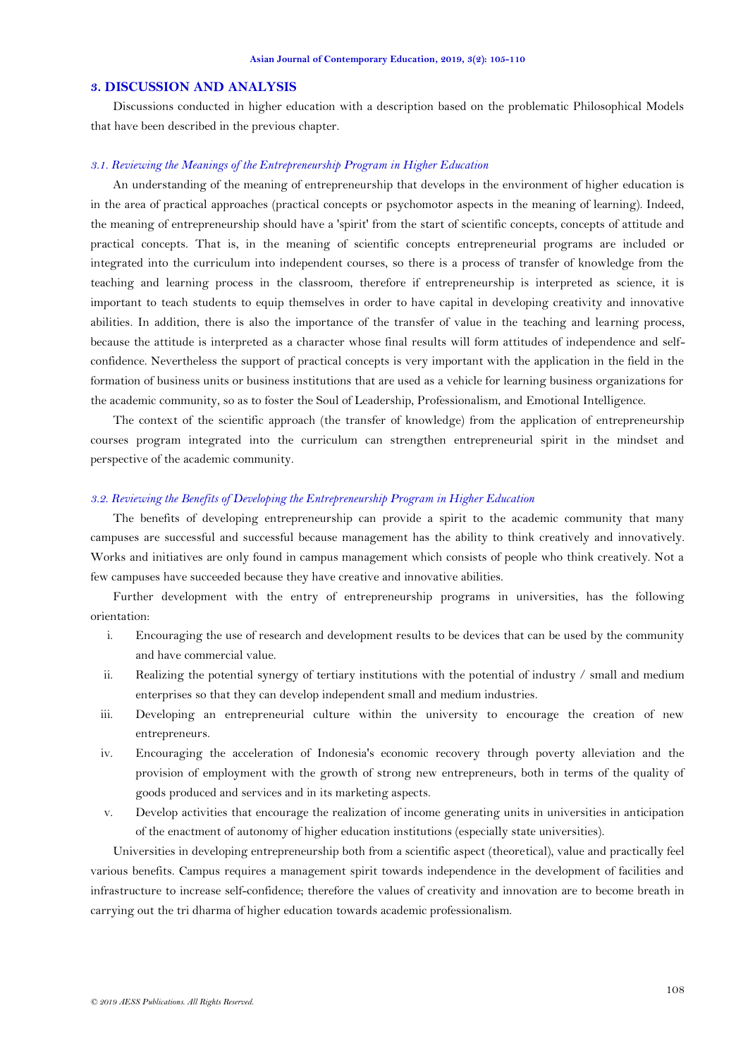## 3. DISCUSSION AND ANALYSIS

Discussions conducted in higher education with a description based on the problematic Philosophical Models that have been described in the previous chapter.

### *3.1. Reviewing the Meanings of the Entrepreneurship Program in Higher Education*

An understanding of the meaning of entrepreneurship that develops in the environment of higher education is in the area of practical approaches (practical concepts or psychomotor aspects in the meaning of learning). Indeed, the meaning of entrepreneurship should have a 'spirit' from the start of scientific concepts, concepts of attitude and practical concepts. That is, in the meaning of scientific concepts entrepreneurial programs are included or integrated into the curriculum into independent courses, so there is a process of transfer of knowledge from the teaching and learning process in the classroom, therefore if entrepreneurship is interpreted as science, it is important to teach students to equip themselves in order to have capital in developing creativity and innovative abilities. In addition, there is also the importance of the transfer of value in the teaching and learning process, because the attitude is interpreted as a character whose final results will form attitudes of independence and self-confidence. Nevertheless the support of practical concepts is very important with the application in the field in the formation of business units or business institutions that are used as a vehicle for learning business organizations for the academic community, so as to foster the Soul of Leadership, Professionalism, and Emotional Intelligence.

The context of the scientific approach (the transfer of knowledge) from the application of entrepreneurship courses program integrated into the curriculum can strengthen entrepreneurial spirit in the mindset and perspective of the academic community.

### *3.2. Reviewing the Benefits of Developing the Entrepreneurship Program in Higher Education*

The benefits of developing entrepreneurship can provide a spirit to the academic community that many campuses are successful and successful because management has the ability to think creatively and innovatively. Works and initiatives are only found in campus management which consists of people who think creatively. Not a few campuses have succeeded because they have creative and innovative abilities.

Further development with the entry of entrepreneurship programs in universities, has the following orientation:

i. Encouraging the use of research and development results to be devices that can be used by the community and have commercial value.
ii. Realizing the potential synergy of tertiary institutions with the potential of industry / small and medium enterprises so that they can develop independent small and medium industries.
iii. Developing an entrepreneurial culture within the university to encourage the creation of new entrepreneurs.
iv. Encouraging the acceleration of Indonesia's economic recovery through poverty alleviation and the provision of employment with the growth of strong new entrepreneurs, both in terms of the quality of goods produced and services and in its marketing aspects.
v. Develop activities that encourage the realization of income generating units in universities in anticipation of the enactment of autonomy of higher education institutions (especially state universities).

Universities in developing entrepreneurship both from a scientific aspect (theoretical), value and practically feel various benefits. Campus requires a management spirit towards independence in the development of facilities and infrastructure to increase self-confidence; therefore the values of creativity and innovation are to become breath in carrying out the tri dharma of higher education towards academic professionalism.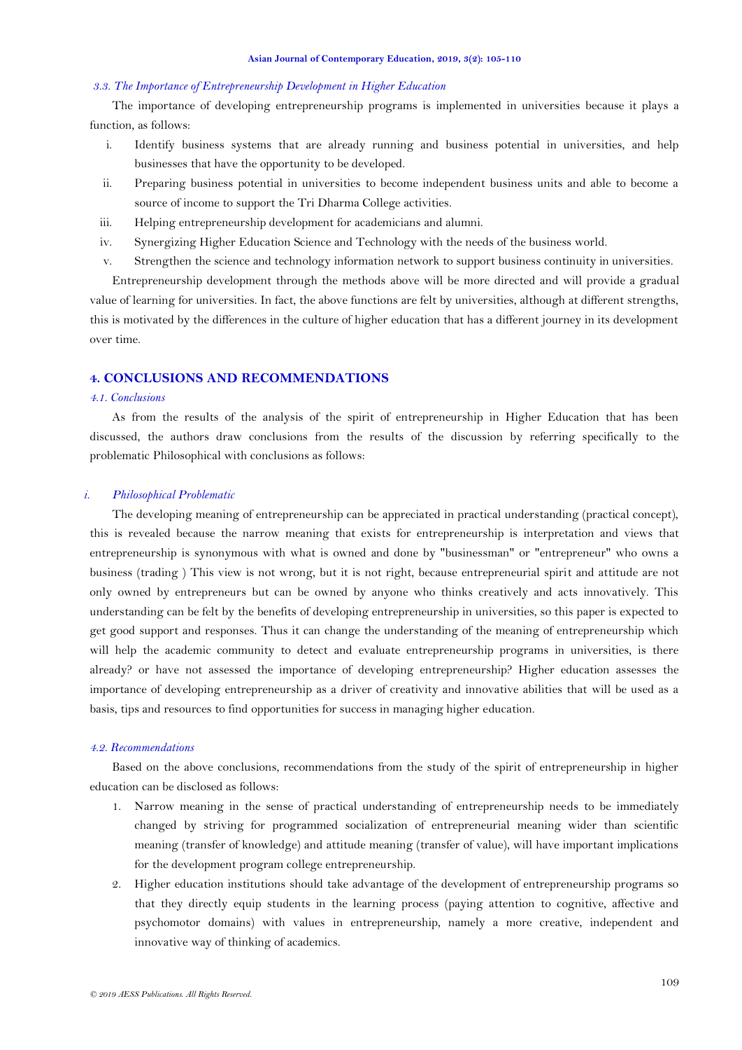### *3.3. The Importance of Entrepreneurship Development in Higher Education*

The importance of developing entrepreneurship programs is implemented in universities because it plays a function, as follows:

i. Identify business systems that are already running and business potential in universities, and help businesses that have the opportunity to be developed.
ii. Preparing business potential in universities to become independent business units and able to become a source of income to support the Tri Dharma College activities.
iii. Helping entrepreneurship development for academicians and alumni.
iv. Synergizing Higher Education Science and Technology with the needs of the business world.
v. Strengthen the science and technology information network to support business continuity in universities.

Entrepreneurship development through the methods above will be more directed and will provide a gradual value of learning for universities. In fact, the above functions are felt by universities, although at different strengths, this is motivated by the differences in the culture of higher education that has a different journey in its development over time.

## 4. CONCLUSIONS AND RECOMMENDATIONS

### *4.1. Conclusions*

As from the results of the analysis of the spirit of entrepreneurship in Higher Education that has been discussed, the authors draw conclusions from the results of the discussion by referring specifically to the problematic Philosophical with conclusions as follows:

#### *i. Philosophical Problematic*

The developing meaning of entrepreneurship can be appreciated in practical understanding (practical concept), this is revealed because the narrow meaning that exists for entrepreneurship is interpretation and views that entrepreneurship is synonymous with what is owned and done by "businessman" or "entrepreneur" who owns a business (trading ) This view is not wrong, but it is not right, because entrepreneurial spirit and attitude are not only owned by entrepreneurs but can be owned by anyone who thinks creatively and acts innovatively. This understanding can be felt by the benefits of developing entrepreneurship in universities, so this paper is expected to get good support and responses. Thus it can change the understanding of the meaning of entrepreneurship which will help the academic community to detect and evaluate entrepreneurship programs in universities, is there already? or have not assessed the importance of developing entrepreneurship? Higher education assesses the importance of developing entrepreneurship as a driver of creativity and innovative abilities that will be used as a basis, tips and resources to find opportunities for success in managing higher education.

### *4.2. Recommendations*

Based on the above conclusions, recommendations from the study of the spirit of entrepreneurship in higher education can be disclosed as follows:

1. Narrow meaning in the sense of practical understanding of entrepreneurship needs to be immediately changed by striving for programmed socialization of entrepreneurial meaning wider than scientific meaning (transfer of knowledge) and attitude meaning (transfer of value), will have important implications for the development program college entrepreneurship.
2. Higher education institutions should take advantage of the development of entrepreneurship programs so that they directly equip students in the learning process (paying attention to cognitive, affective and psychomotor domains) with values in entrepreneurship, namely a more creative, independent and innovative way of thinking of academics.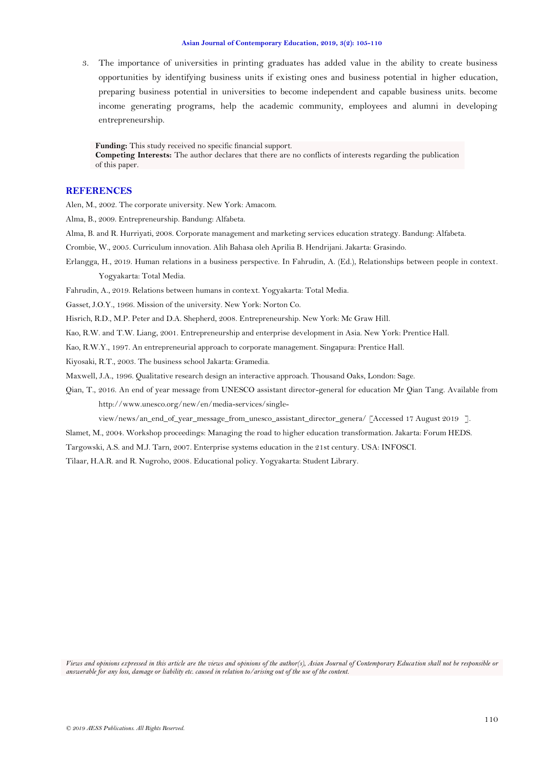3. The importance of universities in printing graduates has added value in the ability to create business opportunities by identifying business units if existing ones and business potential in higher education, preparing business potential in universities to become independent and capable business units. become income generating programs, help the academic community, employees and alumni in developing entrepreneurship.

**Funding:** This study received no specific financial support.
**Competing Interests:** The author declares that there are no conflicts of interests regarding the publication of this paper.

## REFERENCES

Alen, M., 2002. The corporate university. New York: Amacom.

Alma, B., 2009. Entrepreneurship. Bandung: Alfabeta.

Alma, B. and R. Hurriyati, 2008. Corporate management and marketing services education strategy. Bandung: Alfabeta.

Crombie, W., 2005. Curriculum innovation. Alih Bahasa oleh Aprilia B. Hendrijani. Jakarta: Grasindo.

Erlangga, H., 2019. Human relations in a business perspective. In Fahrudin, A. (Ed.), Relationships between people in context. Yogyakarta: Total Media.

Fahrudin, A., 2019. Relations between humans in context. Yogyakarta: Total Media.

Gasset, J.O.Y., 1966. Mission of the university. New York: Norton Co.

Hisrich, R.D., M.P. Peter and D.A. Shepherd, 2008. Entrepreneurship. New York: Mc Graw Hill.

Kao, R.W. and T.W. Liang, 2001. Entrepreneurship and enterprise development in Asia. New York: Prentice Hall.

Kao, R.W.Y., 1997. An entrepreneurial approach to corporate management. Singapura: Prentice Hall.

Kiyosaki, R.T., 2003. The business school Jakarta: Gramedia.

Maxwell, J.A., 1996. Qualitative research design an interactive approach. Thousand Oaks, London: Sage.

Qian, T., 2016. An end of year message from UNESCO assistant director-general for education Mr Qian Tang. Available from http://www.unesco.org/new/en/media-services/single-view/news/an_end_of_year_message_from_unesco_assistant_director_genera/ [Accessed 17 August 2019 ].

Slamet, M., 2004. Workshop proceedings: Managing the road to higher education transformation. Jakarta: Forum HEDS.

Targowski, A.S. and M.J. Tarn, 2007. Enterprise systems education in the 21st century. USA: INFOSCI.

Tilaar, H.A.R. and R. Nugroho, 2008. Educational policy. Yogyakarta: Student Library.

*Views and opinions expressed in this article are the views and opinions of the author(s), Asian Journal of Contemporary Education shall not be responsible or answerable for any loss, damage or liability etc. caused in relation to/arising out of the use of the content.*